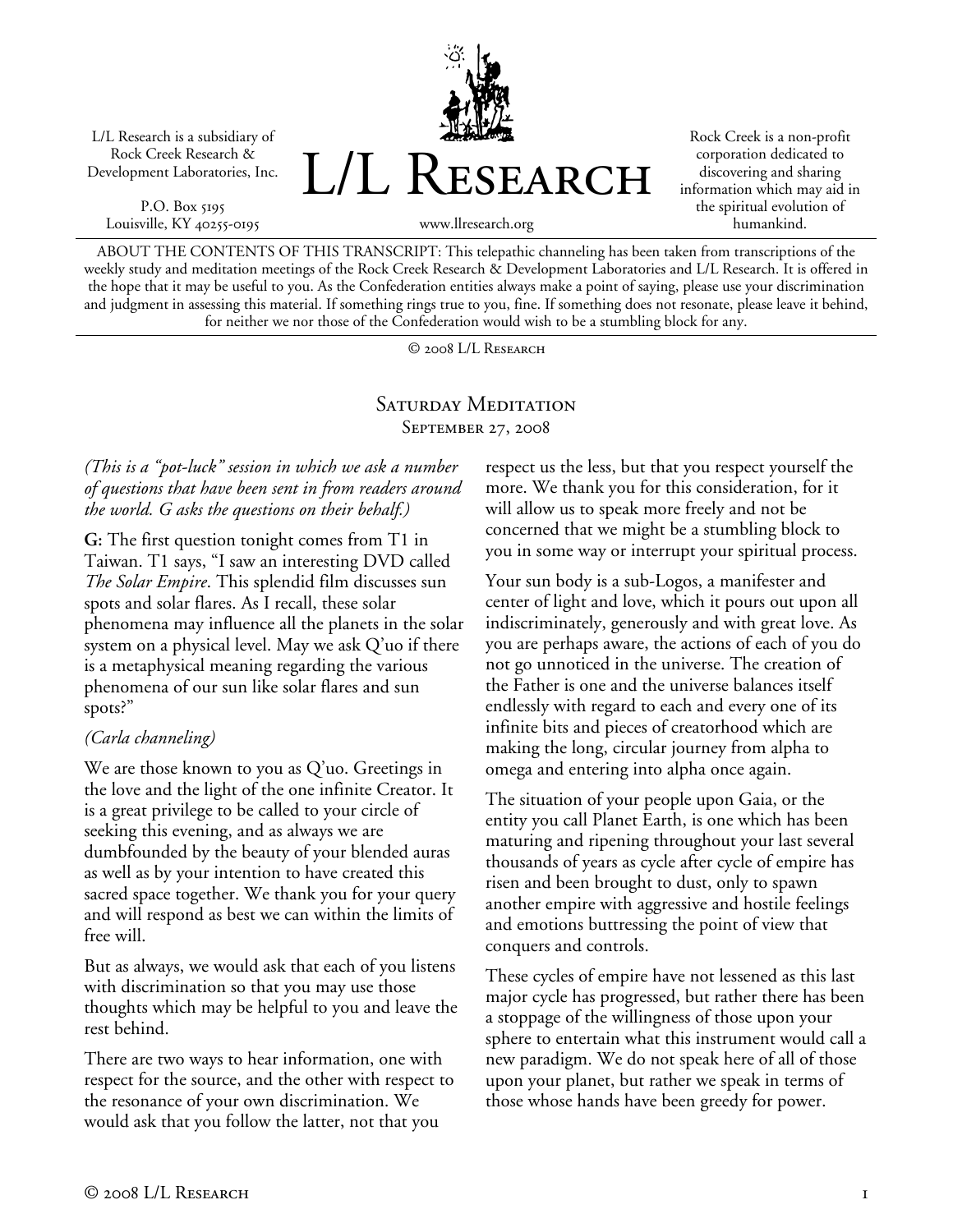L/L Research is a subsidiary of Rock Creek Research & Development Laboratories, Inc.

P.O. Box 5195
Louisville, KY 40255-0195

# L/L Research

www.llresearch.org

Rock Creek is a non-profit corporation dedicated to discovering and sharing information which may aid in the spiritual evolution of humankind.

ABOUT THE CONTENTS OF THIS TRANSCRIPT: This telepathic channeling has been taken from transcriptions of the weekly study and meditation meetings of the Rock Creek Research & Development Laboratories and L/L Research. It is offered in the hope that it may be useful to you. As the Confederation entities always make a point of saying, please use your discrimination and judgment in assessing this material. If something rings true to you, fine. If something does not resonate, please leave it behind, for neither we nor those of the Confederation would wish to be a stumbling block for any.

© 2008 L/L Research

## Saturday Meditation
### September 27, 2008

*(This is a "pot-luck" session in which we ask a number of questions that have been sent in from readers around the world. G asks the questions on their behalf.)*

**G:** The first question tonight comes from T1 in Taiwan. T1 says, "I saw an interesting DVD called *The Solar Empire*. This splendid film discusses sun spots and solar flares. As I recall, these solar phenomena may influence all the planets in the solar system on a physical level. May we ask Q'uo if there is a metaphysical meaning regarding the various phenomena of our sun like solar flares and sun spots?"

*(Carla channeling)*

We are those known to you as Q'uo. Greetings in the love and the light of the one infinite Creator. It is a great privilege to be called to your circle of seeking this evening, and as always we are dumbfounded by the beauty of your blended auras as well as by your intention to have created this sacred space together. We thank you for your query and will respond as best we can within the limits of free will.

But as always, we would ask that each of you listens with discrimination so that you may use those thoughts which may be helpful to you and leave the rest behind.

There are two ways to hear information, one with respect for the source, and the other with respect to the resonance of your own discrimination. We would ask that you follow the latter, not that you respect us the less, but that you respect yourself the more. We thank you for this consideration, for it will allow us to speak more freely and not be concerned that we might be a stumbling block to you in some way or interrupt your spiritual process.

Your sun body is a sub-Logos, a manifester and center of light and love, which it pours out upon all indiscriminately, generously and with great love. As you are perhaps aware, the actions of each of you do not go unnoticed in the universe. The creation of the Father is one and the universe balances itself endlessly with regard to each and every one of its infinite bits and pieces of creatorhood which are making the long, circular journey from alpha to omega and entering into alpha once again.

The situation of your people upon Gaia, or the entity you call Planet Earth, is one which has been maturing and ripening throughout your last several thousands of years as cycle after cycle of empire has risen and been brought to dust, only to spawn another empire with aggressive and hostile feelings and emotions buttressing the point of view that conquers and controls.

These cycles of empire have not lessened as this last major cycle has progressed, but rather there has been a stoppage of the willingness of those upon your sphere to entertain what this instrument would call a new paradigm. We do not speak here of all of those upon your planet, but rather we speak in terms of those whose hands have been greedy for power.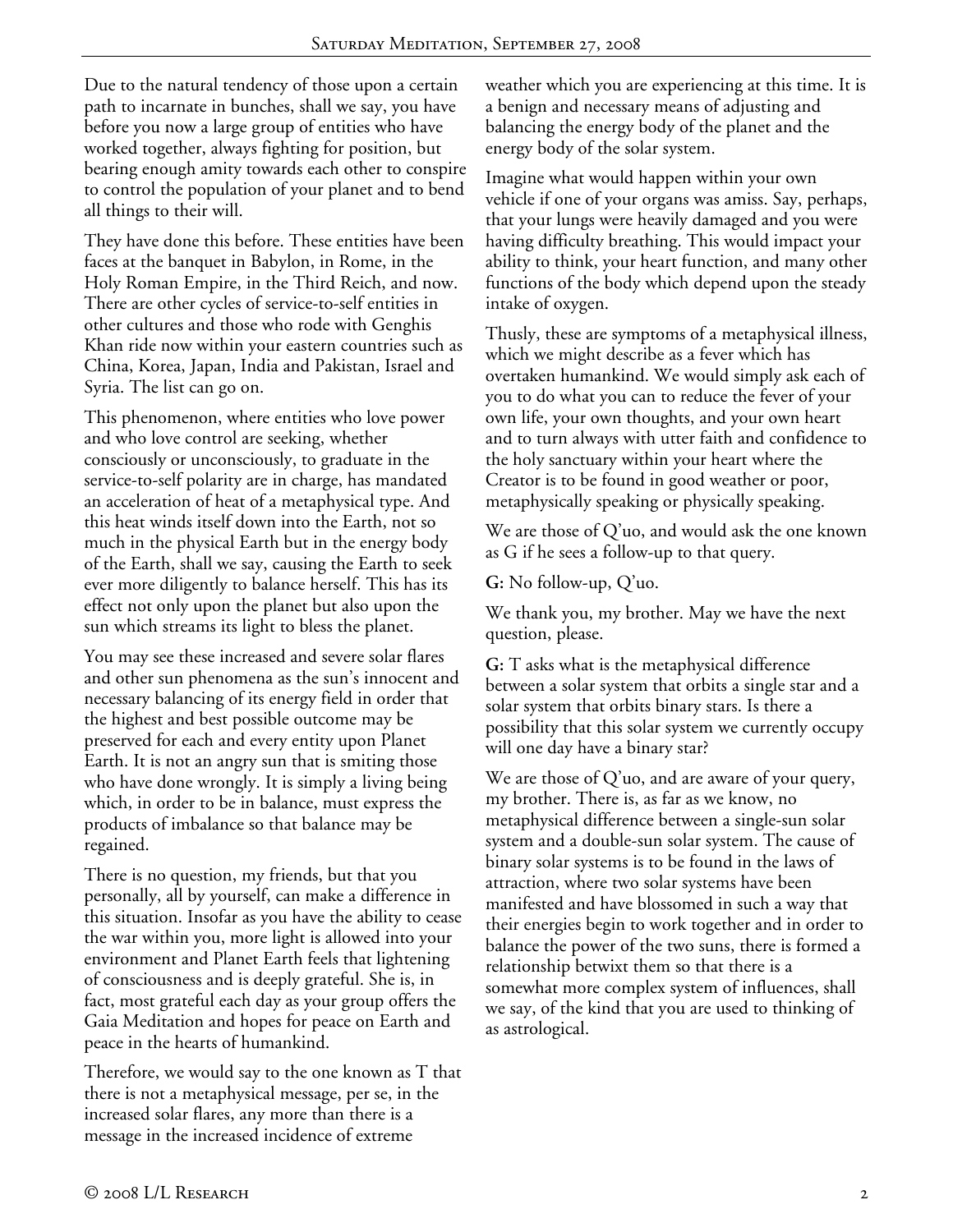Due to the natural tendency of those upon a certain path to incarnate in bunches, shall we say, you have before you now a large group of entities who have worked together, always fighting for position, but bearing enough amity towards each other to conspire to control the population of your planet and to bend all things to their will.

They have done this before. These entities have been faces at the banquet in Babylon, in Rome, in the Holy Roman Empire, in the Third Reich, and now. There are other cycles of service-to-self entities in other cultures and those who rode with Genghis Khan ride now within your eastern countries such as China, Korea, Japan, India and Pakistan, Israel and Syria. The list can go on.

This phenomenon, where entities who love power and who love control are seeking, whether consciously or unconsciously, to graduate in the service-to-self polarity are in charge, has mandated an acceleration of heat of a metaphysical type. And this heat winds itself down into the Earth, not so much in the physical Earth but in the energy body of the Earth, shall we say, causing the Earth to seek ever more diligently to balance herself. This has its effect not only upon the planet but also upon the sun which streams its light to bless the planet.

You may see these increased and severe solar flares and other sun phenomena as the sun's innocent and necessary balancing of its energy field in order that the highest and best possible outcome may be preserved for each and every entity upon Planet Earth. It is not an angry sun that is smiting those who have done wrongly. It is simply a living being which, in order to be in balance, must express the products of imbalance so that balance may be regained.

There is no question, my friends, but that you personally, all by yourself, can make a difference in this situation. Insofar as you have the ability to cease the war within you, more light is allowed into your environment and Planet Earth feels that lightening of consciousness and is deeply grateful. She is, in fact, most grateful each day as your group offers the Gaia Meditation and hopes for peace on Earth and peace in the hearts of humankind.

Therefore, we would say to the one known as T that there is not a metaphysical message, per se, in the increased solar flares, any more than there is a message in the increased incidence of extreme weather which you are experiencing at this time. It is a benign and necessary means of adjusting and balancing the energy body of the planet and the energy body of the solar system.

Imagine what would happen within your own vehicle if one of your organs was amiss. Say, perhaps, that your lungs were heavily damaged and you were having difficulty breathing. This would impact your ability to think, your heart function, and many other functions of the body which depend upon the steady intake of oxygen.

Thusly, these are symptoms of a metaphysical illness, which we might describe as a fever which has overtaken humankind. We would simply ask each of you to do what you can to reduce the fever of your own life, your own thoughts, and your own heart and to turn always with utter faith and confidence to the holy sanctuary within your heart where the Creator is to be found in good weather or poor, metaphysically speaking or physically speaking.

We are those of Q'uo, and would ask the one known as G if he sees a follow-up to that query.

**G:** No follow-up, Q'uo.

We thank you, my brother. May we have the next question, please.

**G:** T asks what is the metaphysical difference between a solar system that orbits a single star and a solar system that orbits binary stars. Is there a possibility that this solar system we currently occupy will one day have a binary star?

We are those of Q'uo, and are aware of your query, my brother. There is, as far as we know, no metaphysical difference between a single-sun solar system and a double-sun solar system. The cause of binary solar systems is to be found in the laws of attraction, where two solar systems have been manifested and have blossomed in such a way that their energies begin to work together and in order to balance the power of the two suns, there is formed a relationship betwixt them so that there is a somewhat more complex system of influences, shall we say, of the kind that you are used to thinking of as astrological.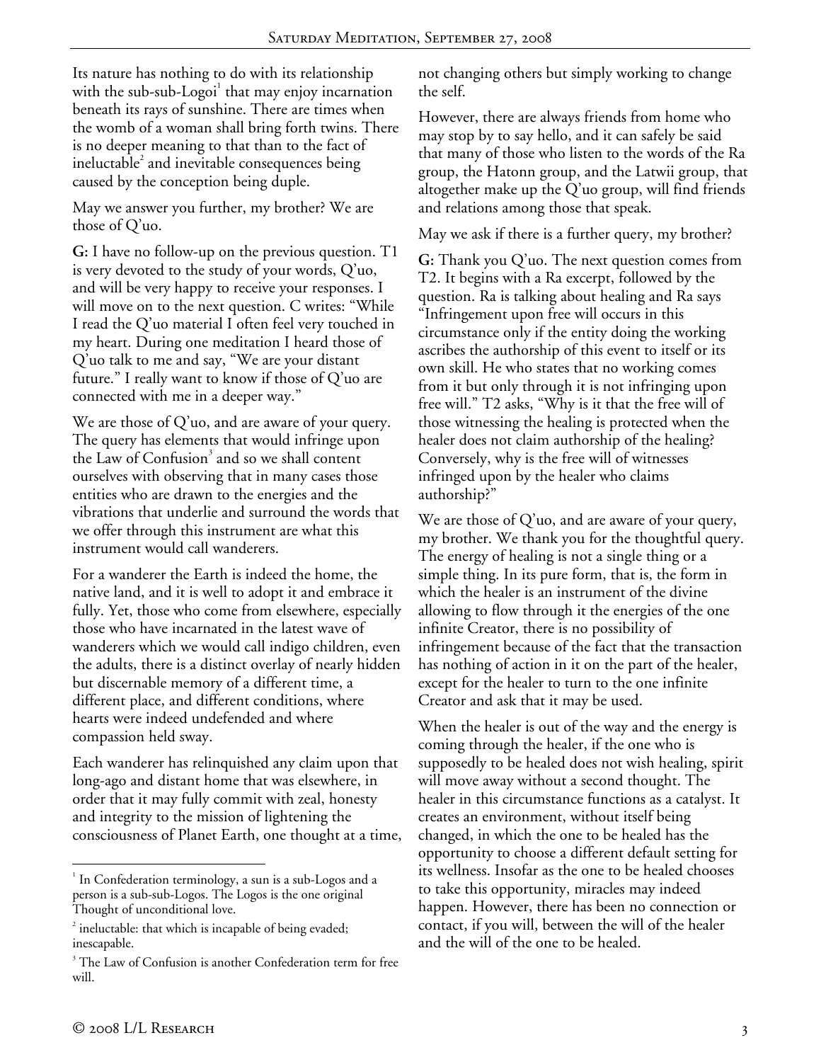Its nature has nothing to do with its relationship with the sub-sub-Logoi[1] that may enjoy incarnation beneath its rays of sunshine. There are times when the womb of a woman shall bring forth twins. There is no deeper meaning to that than to the fact of ineluctable[2] and inevitable consequences being caused by the conception being duple.

May we answer you further, my brother? We are those of Q'uo.

**G:** I have no follow-up on the previous question. T1 is very devoted to the study of your words, Q'uo, and will be very happy to receive your responses. I will move on to the next question. C writes: "While I read the Q'uo material I often feel very touched in my heart. During one meditation I heard those of Q'uo talk to me and say, "We are your distant future." I really want to know if those of Q'uo are connected with me in a deeper way."

We are those of Q'uo, and are aware of your query. The query has elements that would infringe upon the Law of Confusion[3] and so we shall content ourselves with observing that in many cases those entities who are drawn to the energies and the vibrations that underlie and surround the words that we offer through this instrument are what this instrument would call wanderers.

For a wanderer the Earth is indeed the home, the native land, and it is well to adopt it and embrace it fully. Yet, those who come from elsewhere, especially those who have incarnated in the latest wave of wanderers which we would call indigo children, even the adults, there is a distinct overlay of nearly hidden but discernable memory of a different time, a different place, and different conditions, where hearts were indeed undefended and where compassion held sway.

Each wanderer has relinquished any claim upon that long-ago and distant home that was elsewhere, in order that it may fully commit with zeal, honesty and integrity to the mission of lightening the consciousness of Planet Earth, one thought at a time, not changing others but simply working to change the self.

However, there are always friends from home who may stop by to say hello, and it can safely be said that many of those who listen to the words of the Ra group, the Hatonn group, and the Latwii group, that altogether make up the Q'uo group, will find friends and relations among those that speak.

May we ask if there is a further query, my brother?

**G:** Thank you Q'uo. The next question comes from T2. It begins with a Ra excerpt, followed by the question. Ra is talking about healing and Ra says "Infringement upon free will occurs in this circumstance only if the entity doing the working ascribes the authorship of this event to itself or its own skill. He who states that no working comes from it but only through it is not infringing upon free will." T2 asks, "Why is it that the free will of those witnessing the healing is protected when the healer does not claim authorship of the healing? Conversely, why is the free will of witnesses infringed upon by the healer who claims authorship?"

We are those of Q'uo, and are aware of your query, my brother. We thank you for the thoughtful query. The energy of healing is not a single thing or a simple thing. In its pure form, that is, the form in which the healer is an instrument of the divine allowing to flow through it the energies of the one infinite Creator, there is no possibility of infringement because of the fact that the transaction has nothing of action in it on the part of the healer, except for the healer to turn to the one infinite Creator and ask that it may be used.

When the healer is out of the way and the energy is coming through the healer, if the one who is supposedly to be healed does not wish healing, spirit will move away without a second thought. The healer in this circumstance functions as a catalyst. It creates an environment, without itself being changed, in which the one to be healed has the opportunity to choose a different default setting for its wellness. Insofar as the one to be healed chooses to take this opportunity, miracles may indeed happen. However, there has been no connection or contact, if you will, between the will of the healer and the will of the one to be healed.

---

[1] In Confederation terminology, a sun is a sub-Logos and a person is a sub-sub-Logos. The Logos is the one original Thought of unconditional love.

[2] ineluctable: that which is incapable of being evaded; inescapable.

[3] The Law of Confusion is another Confederation term for free will.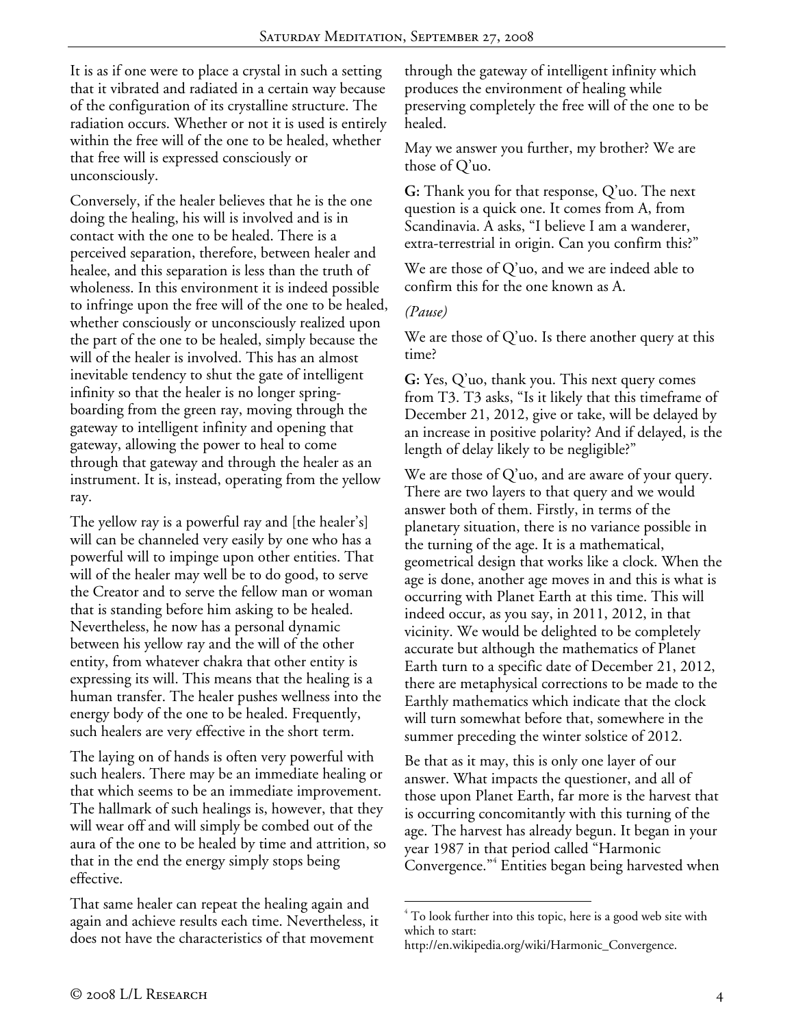It is as if one were to place a crystal in such a setting that it vibrated and radiated in a certain way because of the configuration of its crystalline structure. The radiation occurs. Whether or not it is used is entirely within the free will of the one to be healed, whether that free will is expressed consciously or unconsciously.

Conversely, if the healer believes that he is the one doing the healing, his will is involved and is in contact with the one to be healed. There is a perceived separation, therefore, between healer and healee, and this separation is less than the truth of wholeness. In this environment it is indeed possible to infringe upon the free will of the one to be healed, whether consciously or unconsciously realized upon the part of the one to be healed, simply because the will of the healer is involved. This has an almost inevitable tendency to shut the gate of intelligent infinity so that the healer is no longer springboarding from the green ray, moving through the gateway to intelligent infinity and opening that gateway, allowing the power to heal to come through that gateway and through the healer as an instrument. It is, instead, operating from the yellow ray.

The yellow ray is a powerful ray and [the healer's] will can be channeled very easily by one who has a powerful will to impinge upon other entities. That will of the healer may well be to do good, to serve the Creator and to serve the fellow man or woman that is standing before him asking to be healed. Nevertheless, he now has a personal dynamic between his yellow ray and the will of the other entity, from whatever chakra that other entity is expressing its will. This means that the healing is a human transfer. The healer pushes wellness into the energy body of the one to be healed. Frequently, such healers are very effective in the short term.

The laying on of hands is often very powerful with such healers. There may be an immediate healing or that which seems to be an immediate improvement. The hallmark of such healings is, however, that they will wear off and will simply be combed out of the aura of the one to be healed by time and attrition, so that in the end the energy simply stops being effective.

That same healer can repeat the healing again and again and achieve results each time. Nevertheless, it does not have the characteristics of that movement through the gateway of intelligent infinity which produces the environment of healing while preserving completely the free will of the one to be healed.

May we answer you further, my brother? We are those of Q'uo.

**G:** Thank you for that response, Q'uo. The next question is a quick one. It comes from A, from Scandinavia. A asks, "I believe I am a wanderer, extra-terrestrial in origin. Can you confirm this?"

We are those of Q'uo, and we are indeed able to confirm this for the one known as A.

*(Pause)*

We are those of Q'uo. Is there another query at this time?

**G:** Yes, Q'uo, thank you. This next query comes from T3. T3 asks, "Is it likely that this timeframe of December 21, 2012, give or take, will be delayed by an increase in positive polarity? And if delayed, is the length of delay likely to be negligible?"

We are those of Q'uo, and are aware of your query. There are two layers to that query and we would answer both of them. Firstly, in terms of the planetary situation, there is no variance possible in the turning of the age. It is a mathematical, geometrical design that works like a clock. When the age is done, another age moves in and this is what is occurring with Planet Earth at this time. This will indeed occur, as you say, in 2011, 2012, in that vicinity. We would be delighted to be completely accurate but although the mathematics of Planet Earth turn to a specific date of December 21, 2012, there are metaphysical corrections to be made to the Earthly mathematics which indicate that the clock will turn somewhat before that, somewhere in the summer preceding the winter solstice of 2012.

Be that as it may, this is only one layer of our answer. What impacts the questioner, and all of those upon Planet Earth, far more is the harvest that is occurring concomitantly with this turning of the age. The harvest has already begun. It began in your year 1987 in that period called "Harmonic Convergence."[4] Entities began being harvested when

[4] To look further into this topic, here is a good web site with which to start: http://en.wikipedia.org/wiki/Harmonic_Convergence.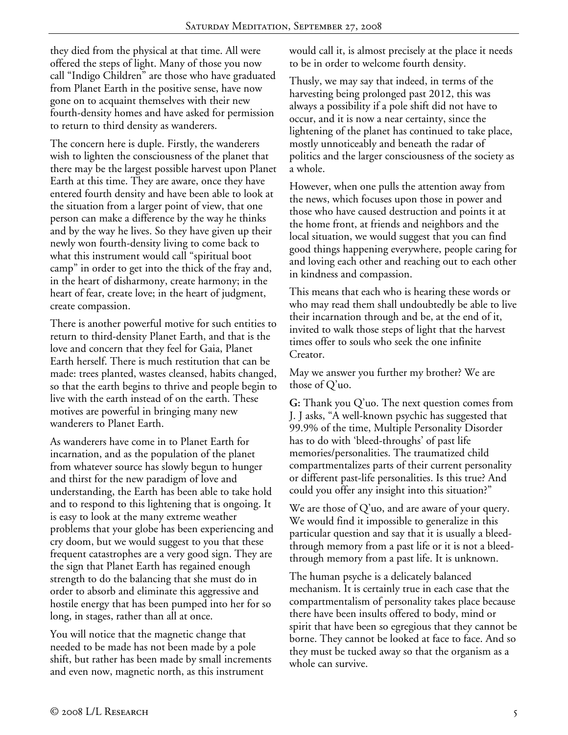they died from the physical at that time. All were offered the steps of light. Many of those you now call "Indigo Children" are those who have graduated from Planet Earth in the positive sense, have now gone on to acquaint themselves with their new fourth-density homes and have asked for permission to return to third density as wanderers.

The concern here is duple. Firstly, the wanderers wish to lighten the consciousness of the planet that there may be the largest possible harvest upon Planet Earth at this time. They are aware, once they have entered fourth density and have been able to look at the situation from a larger point of view, that one person can make a difference by the way he thinks and by the way he lives. So they have given up their newly won fourth-density living to come back to what this instrument would call "spiritual boot camp" in order to get into the thick of the fray and, in the heart of disharmony, create harmony; in the heart of fear, create love; in the heart of judgment, create compassion.

There is another powerful motive for such entities to return to third-density Planet Earth, and that is the love and concern that they feel for Gaia, Planet Earth herself. There is much restitution that can be made: trees planted, wastes cleansed, habits changed, so that the earth begins to thrive and people begin to live with the earth instead of on the earth. These motives are powerful in bringing many new wanderers to Planet Earth.

As wanderers have come in to Planet Earth for incarnation, and as the population of the planet from whatever source has slowly begun to hunger and thirst for the new paradigm of love and understanding, the Earth has been able to take hold and to respond to this lightening that is ongoing. It is easy to look at the many extreme weather problems that your globe has been experiencing and cry doom, but we would suggest to you that these frequent catastrophes are a very good sign. They are the sign that Planet Earth has regained enough strength to do the balancing that she must do in order to absorb and eliminate this aggressive and hostile energy that has been pumped into her for so long, in stages, rather than all at once.

You will notice that the magnetic change that needed to be made has not been made by a pole shift, but rather has been made by small increments and even now, magnetic north, as this instrument would call it, is almost precisely at the place it needs to be in order to welcome fourth density.

Thusly, we may say that indeed, in terms of the harvesting being prolonged past 2012, this was always a possibility if a pole shift did not have to occur, and it is now a near certainty, since the lightening of the planet has continued to take place, mostly unnoticeably and beneath the radar of politics and the larger consciousness of the society as a whole.

However, when one pulls the attention away from the news, which focuses upon those in power and those who have caused destruction and points it at the home front, at friends and neighbors and the local situation, we would suggest that you can find good things happening everywhere, people caring for and loving each other and reaching out to each other in kindness and compassion.

This means that each who is hearing these words or who may read them shall undoubtedly be able to live their incarnation through and be, at the end of it, invited to walk those steps of light that the harvest times offer to souls who seek the one infinite Creator.

May we answer you further my brother? We are those of Q'uo.

**G:** Thank you Q'uo. The next question comes from J. J asks, "A well-known psychic has suggested that 99.9% of the time, Multiple Personality Disorder has to do with 'bleed-throughs' of past life memories/personalities. The traumatized child compartmentalizes parts of their current personality or different past-life personalities. Is this true? And could you offer any insight into this situation?"

We are those of Q'uo, and are aware of your query. We would find it impossible to generalize in this particular question and say that it is usually a bleed-through memory from a past life or it is not a bleed-through memory from a past life. It is unknown.

The human psyche is a delicately balanced mechanism. It is certainly true in each case that the compartmentalism of personality takes place because there have been insults offered to body, mind or spirit that have been so egregious that they cannot be borne. They cannot be looked at face to face. And so they must be tucked away so that the organism as a whole can survive.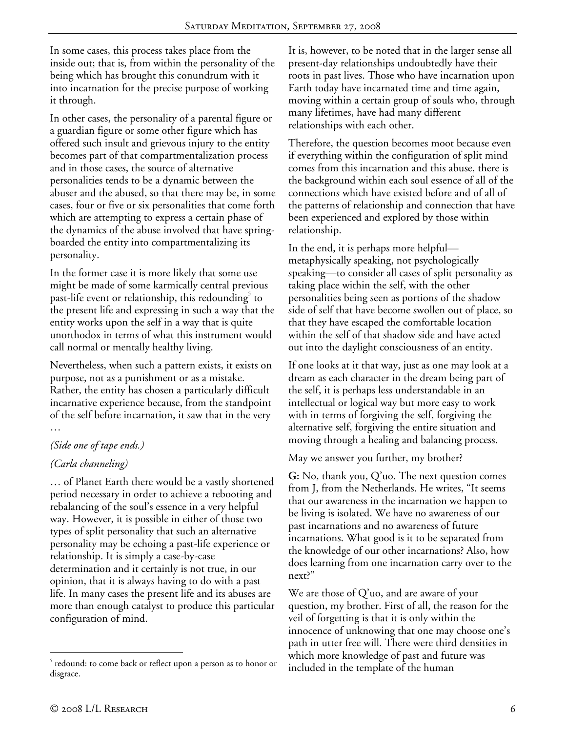In some cases, this process takes place from the inside out; that is, from within the personality of the being which has brought this conundrum with it into incarnation for the precise purpose of working it through.

In other cases, the personality of a parental figure or a guardian figure or some other figure which has offered such insult and grievous injury to the entity becomes part of that compartmentalization process and in those cases, the source of alternative personalities tends to be a dynamic between the abuser and the abused, so that there may be, in some cases, four or five or six personalities that come forth which are attempting to express a certain phase of the dynamics of the abuse involved that have spring-boarded the entity into compartmentalizing its personality.

In the former case it is more likely that some use might be made of some karmically central previous past-life event or relationship, this redounding[5] to the present life and expressing in such a way that the entity works upon the self in a way that is quite unorthodox in terms of what this instrument would call normal or mentally healthy living.

Nevertheless, when such a pattern exists, it exists on purpose, not as a punishment or as a mistake. Rather, the entity has chosen a particularly difficult incarnative experience because, from the standpoint of the self before incarnation, it saw that in the very …

*(Side one of tape ends.)*

*(Carla channeling)*

… of Planet Earth there would be a vastly shortened period necessary in order to achieve a rebooting and rebalancing of the soul's essence in a very helpful way. However, it is possible in either of those two types of split personality that such an alternative personality may be echoing a past-life experience or relationship. It is simply a case-by-case determination and it certainly is not true, in our opinion, that it is always having to do with a past life. In many cases the present life and its abuses are more than enough catalyst to produce this particular configuration of mind.

It is, however, to be noted that in the larger sense all present-day relationships undoubtedly have their roots in past lives. Those who have incarnation upon Earth today have incarnated time and time again, moving within a certain group of souls who, through many lifetimes, have had many different relationships with each other.

Therefore, the question becomes moot because even if everything within the configuration of split mind comes from this incarnation and this abuse, there is the background within each soul essence of all of the connections which have existed before and of all of the patterns of relationship and connection that have been experienced and explored by those within relationship.

In the end, it is perhaps more helpful—metaphysically speaking, not psychologically speaking—to consider all cases of split personality as taking place within the self, with the other personalities being seen as portions of the shadow side of self that have become swollen out of place, so that they have escaped the comfortable location within the self of that shadow side and have acted out into the daylight consciousness of an entity.

If one looks at it that way, just as one may look at a dream as each character in the dream being part of the self, it is perhaps less understandable in an intellectual or logical way but more easy to work with in terms of forgiving the self, forgiving the alternative self, forgiving the entire situation and moving through a healing and balancing process.

May we answer you further, my brother?

**G:** No, thank you, Q'uo. The next question comes from J, from the Netherlands. He writes, "It seems that our awareness in the incarnation we happen to be living is isolated. We have no awareness of our past incarnations and no awareness of future incarnations. What good is it to be separated from the knowledge of our other incarnations? Also, how does learning from one incarnation carry over to the next?"

We are those of Q'uo, and are aware of your question, my brother. First of all, the reason for the veil of forgetting is that it is only within the innocence of unknowing that one may choose one's path in utter free will. There were third densities in which more knowledge of past and future was included in the template of the human

[5] redound: to come back or reflect upon a person as to honor or disgrace.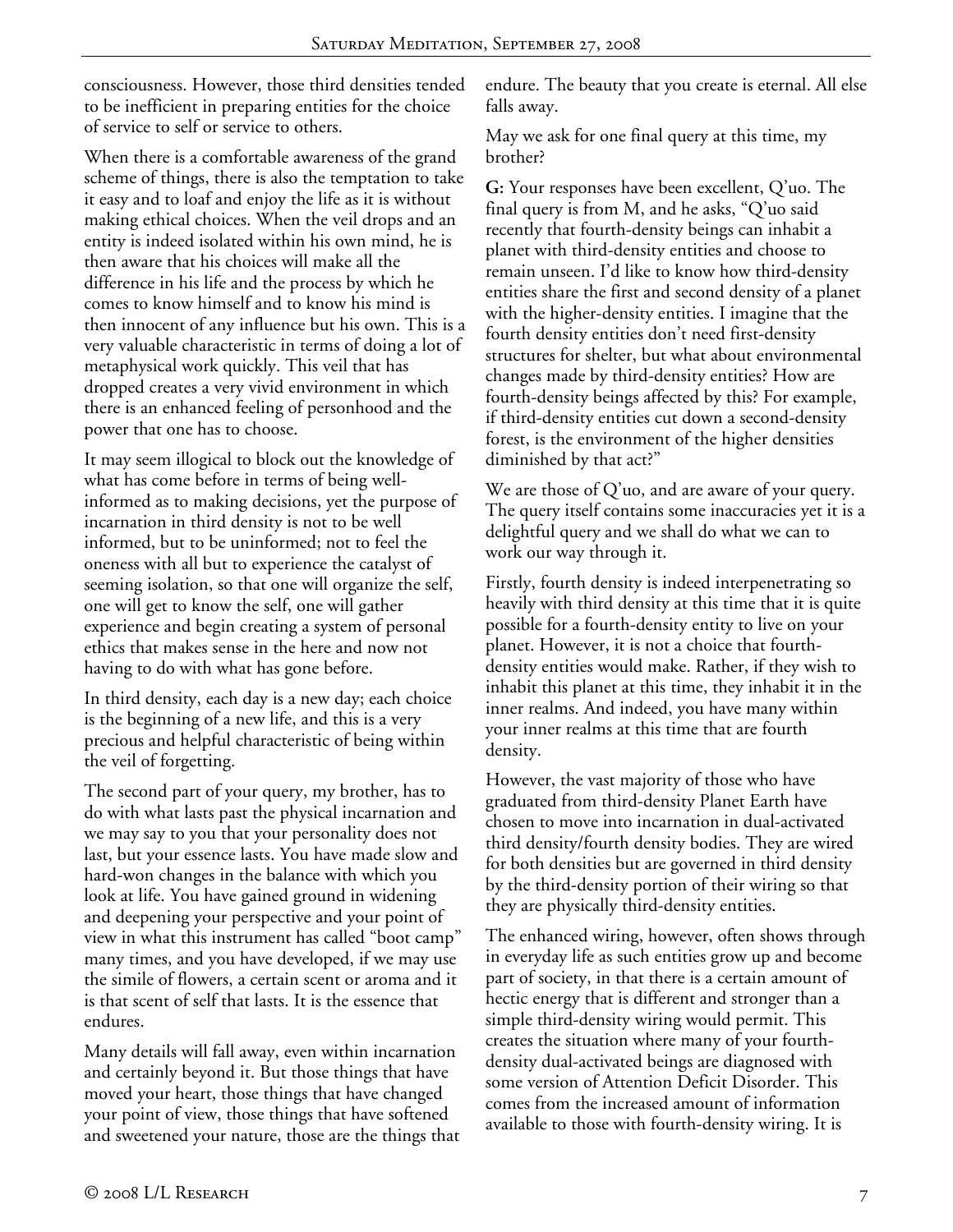consciousness. However, those third densities tended to be inefficient in preparing entities for the choice of service to self or service to others.

When there is a comfortable awareness of the grand scheme of things, there is also the temptation to take it easy and to loaf and enjoy the life as it is without making ethical choices. When the veil drops and an entity is indeed isolated within his own mind, he is then aware that his choices will make all the difference in his life and the process by which he comes to know himself and to know his mind is then innocent of any influence but his own. This is a very valuable characteristic in terms of doing a lot of metaphysical work quickly. This veil that has dropped creates a very vivid environment in which there is an enhanced feeling of personhood and the power that one has to choose.

It may seem illogical to block out the knowledge of what has come before in terms of being well-informed as to making decisions, yet the purpose of incarnation in third density is not to be well informed, but to be uninformed; not to feel the oneness with all but to experience the catalyst of seeming isolation, so that one will organize the self, one will get to know the self, one will gather experience and begin creating a system of personal ethics that makes sense in the here and now not having to do with what has gone before.

In third density, each day is a new day; each choice is the beginning of a new life, and this is a very precious and helpful characteristic of being within the veil of forgetting.

The second part of your query, my brother, has to do with what lasts past the physical incarnation and we may say to you that your personality does not last, but your essence lasts. You have made slow and hard-won changes in the balance with which you look at life. You have gained ground in widening and deepening your perspective and your point of view in what this instrument has called "boot camp" many times, and you have developed, if we may use the simile of flowers, a certain scent or aroma and it is that scent of self that lasts. It is the essence that endures.

Many details will fall away, even within incarnation and certainly beyond it. But those things that have moved your heart, those things that have changed your point of view, those things that have softened and sweetened your nature, those are the things that endure. The beauty that you create is eternal. All else falls away.

May we ask for one final query at this time, my brother?

**G:** Your responses have been excellent, Q'uo. The final query is from M, and he asks, "Q'uo said recently that fourth-density beings can inhabit a planet with third-density entities and choose to remain unseen. I'd like to know how third-density entities share the first and second density of a planet with the higher-density entities. I imagine that the fourth density entities don't need first-density structures for shelter, but what about environmental changes made by third-density entities? How are fourth-density beings affected by this? For example, if third-density entities cut down a second-density forest, is the environment of the higher densities diminished by that act?"

We are those of Q'uo, and are aware of your query. The query itself contains some inaccuracies yet it is a delightful query and we shall do what we can to work our way through it.

Firstly, fourth density is indeed interpenetrating so heavily with third density at this time that it is quite possible for a fourth-density entity to live on your planet. However, it is not a choice that fourth-density entities would make. Rather, if they wish to inhabit this planet at this time, they inhabit it in the inner realms. And indeed, you have many within your inner realms at this time that are fourth density.

However, the vast majority of those who have graduated from third-density Planet Earth have chosen to move into incarnation in dual-activated third density/fourth density bodies. They are wired for both densities but are governed in third density by the third-density portion of their wiring so that they are physically third-density entities.

The enhanced wiring, however, often shows through in everyday life as such entities grow up and become part of society, in that there is a certain amount of hectic energy that is different and stronger than a simple third-density wiring would permit. This creates the situation where many of your fourth-density dual-activated beings are diagnosed with some version of Attention Deficit Disorder. This comes from the increased amount of information available to those with fourth-density wiring. It is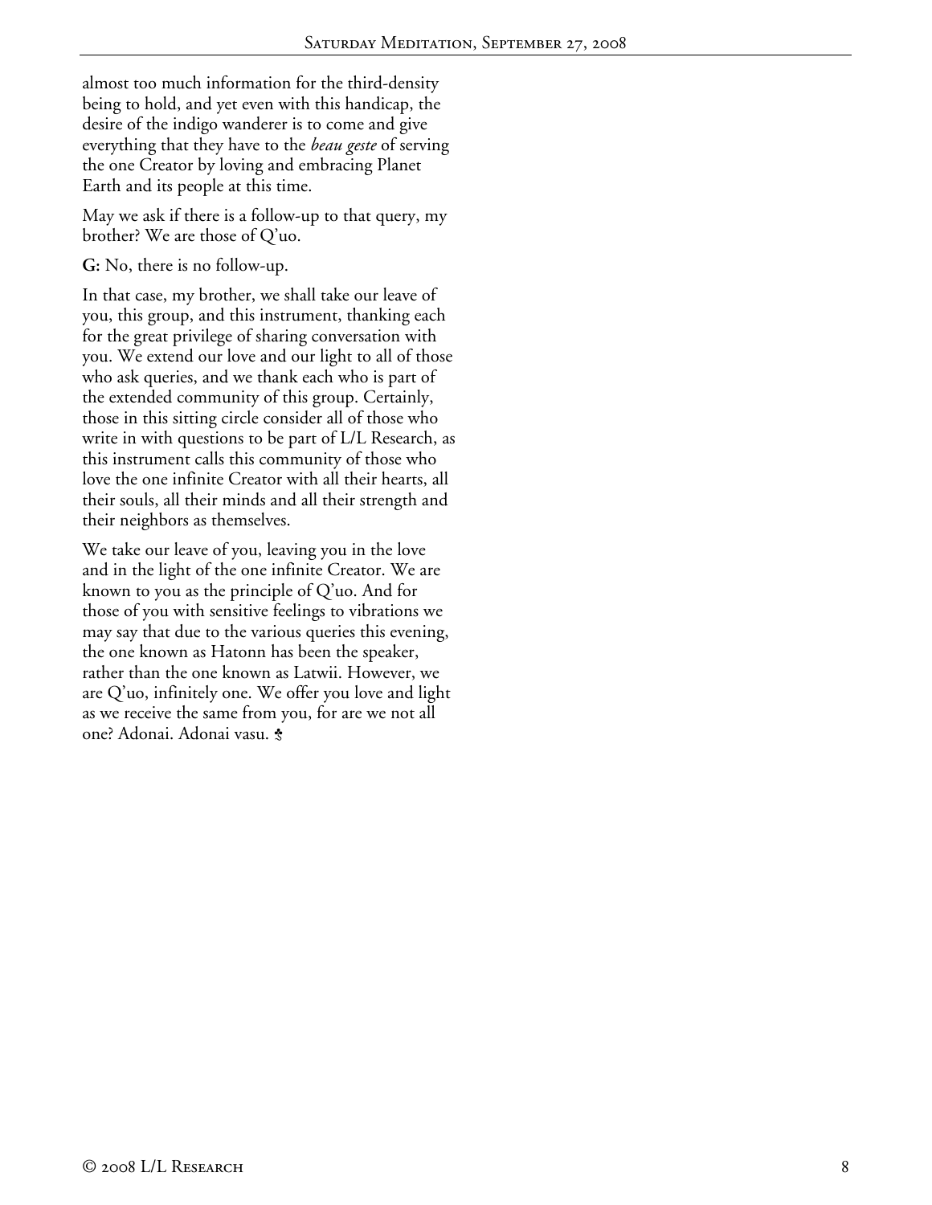almost too much information for the third-density being to hold, and yet even with this handicap, the desire of the indigo wanderer is to come and give everything that they have to the *beau geste* of serving the one Creator by loving and embracing Planet Earth and its people at this time.

May we ask if there is a follow-up to that query, my brother? We are those of Q'uo.

**G:** No, there is no follow-up.

In that case, my brother, we shall take our leave of you, this group, and this instrument, thanking each for the great privilege of sharing conversation with you. We extend our love and our light to all of those who ask queries, and we thank each who is part of the extended community of this group. Certainly, those in this sitting circle consider all of those who write in with questions to be part of L/L Research, as this instrument calls this community of those who love the one infinite Creator with all their hearts, all their souls, all their minds and all their strength and their neighbors as themselves.

We take our leave of you, leaving you in the love and in the light of the one infinite Creator. We are known to you as the principle of Q'uo. And for those of you with sensitive feelings to vibrations we may say that due to the various queries this evening, the one known as Hatonn has been the speaker, rather than the one known as Latwii. However, we are Q'uo, infinitely one. We offer you love and light as we receive the same from you, for are we not all one? Adonai. Adonai vasu.